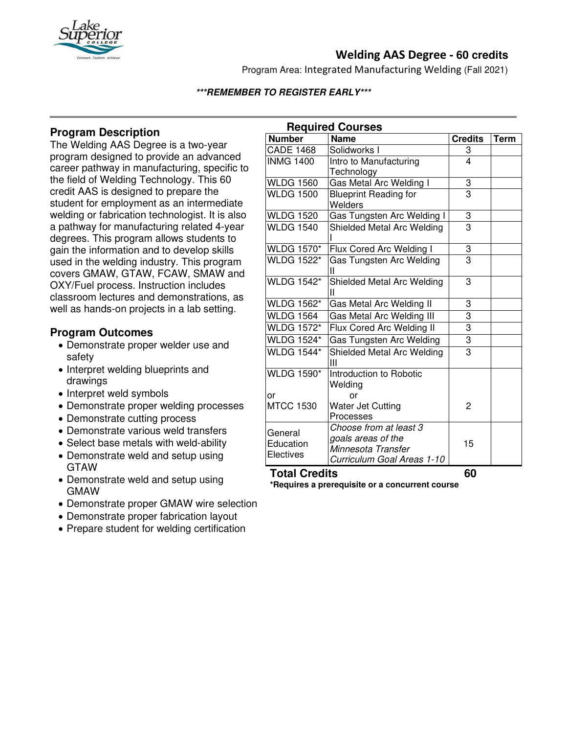# Welding AAS Degree - 60 credits

Program Area: Integrated Manufacturing Welding (Fall 2021)

***REMEMBER TO REGISTER EARLY***

## Program Description

The Welding AAS Degree is a two-year program designed to provide an advanced career pathway in manufacturing, specific to the field of Welding Technology. This 60 credit AAS is designed to prepare the student for employment as an intermediate welding or fabrication technologist. It is also a pathway for manufacturing related 4-year degrees. This program allows students to gain the information and to develop skills used in the welding industry. This program covers GMAW, GTAW, FCAW, SMAW and OXY/Fuel process. Instruction includes classroom lectures and demonstrations, as well as hands-on projects in a lab setting.

## Program Outcomes

- Demonstrate proper welder use and safety
- Interpret welding blueprints and drawings
- Interpret weld symbols
- Demonstrate proper welding processes
- Demonstrate cutting process
- Demonstrate various weld transfers
- Select base metals with weld-ability
- Demonstrate weld and setup using GTAW
- Demonstrate weld and setup using GMAW
- Demonstrate proper GMAW wire selection
- Demonstrate proper fabrication layout
- Prepare student for welding certification

## Required Courses

| Number | Name | Credits | Term |
|---|---|---|---|
| CADE 1468 | Solidworks I | 3 | |
| INMG 1400 | Intro to Manufacturing Technology | 4 | |
| WLDG 1560 | Gas Metal Arc Welding I | 3 | |
| WLDG 1500 | Blueprint Reading for Welders | 3 | |
| WLDG 1520 | Gas Tungsten Arc Welding I | 3 | |
| WLDG 1540 | Shielded Metal Arc Welding I | 3 | |
| WLDG 1570* | Flux Cored Arc Welding I | 3 | |
| WLDG 1522* | Gas Tungsten Arc Welding II | 3 | |
| WLDG 1542* | Shielded Metal Arc Welding II | 3 | |
| WLDG 1562* | Gas Metal Arc Welding II | 3 | |
| WLDG 1564 | Gas Metal Arc Welding III | 3 | |
| WLDG 1572* | Flux Cored Arc Welding II | 3 | |
| WLDG 1524* | Gas Tungsten Arc Welding | 3 | |
| WLDG 1544* | Shielded Metal Arc Welding III | 3 | |
| WLDG 1590* or MTCC 1530 | Introduction to Robotic Welding or Water Jet Cutting Processes | 2 | |
| General Education Electives | *Choose from at least 3 goals areas of the Minnesota Transfer Curriculum Goal Areas 1-10* | 15 | |
| **Total Credits** | | **60** | |

***Requires a prerequisite or a concurrent course**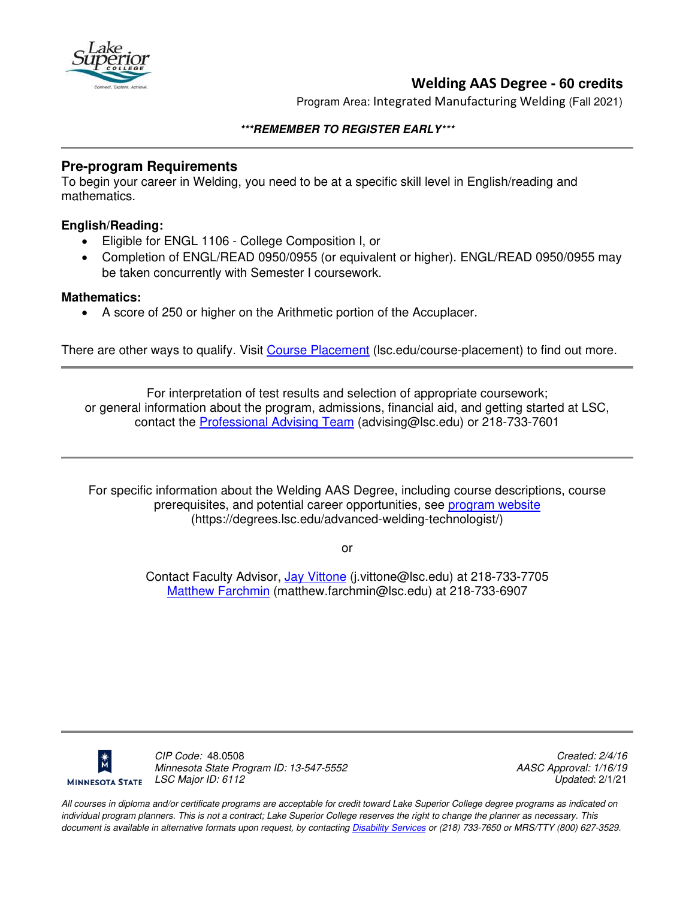## Welding AAS Degree - 60 credits

Program Area: Integrated Manufacturing Welding (Fall 2021)

***REMEMBER TO REGISTER EARLY***

---

### Pre-program Requirements

To begin your career in Welding, you need to be at a specific skill level in English/reading and mathematics.

**English/Reading:**

- Eligible for ENGL 1106 - College Composition I, or
- Completion of ENGL/READ 0950/0955 (or equivalent or higher). ENGL/READ 0950/0955 may be taken concurrently with Semester I coursework.

**Mathematics:**

- A score of 250 or higher on the Arithmetic portion of the Accuplacer.

There are other ways to qualify. Visit Course Placement (lsc.edu/course-placement) to find out more.

---

For interpretation of test results and selection of appropriate coursework; or general information about the program, admissions, financial aid, and getting started at LSC, contact the Professional Advising Team (advising@lsc.edu) or 218-733-7601

---

For specific information about the Welding AAS Degree, including course descriptions, course prerequisites, and potential career opportunities, see program website (https://degrees.lsc.edu/advanced-welding-technologist/)

or

Contact Faculty Advisor, Jay Vittone (j.vittone@lsc.edu) at 218-733-7705
Matthew Farchmin (matthew.farchmin@lsc.edu) at 218-733-6907

---

*CIP Code:* 48.0508
*Minnesota State Program ID: 13-547-5552*
*LSC Major ID: 6112*

*Created: 2/4/16*
*AASC Approval: 1/16/19*
*Updated*: 2/1/21

*All courses in diploma and/or certificate programs are acceptable for credit toward Lake Superior College degree programs as indicated on individual program planners. This is not a contract; Lake Superior College reserves the right to change the planner as necessary. This document is available in alternative formats upon request, by contacting Disability Services or (218) 733-7650 or MRS/TTY (800) 627-3529.*